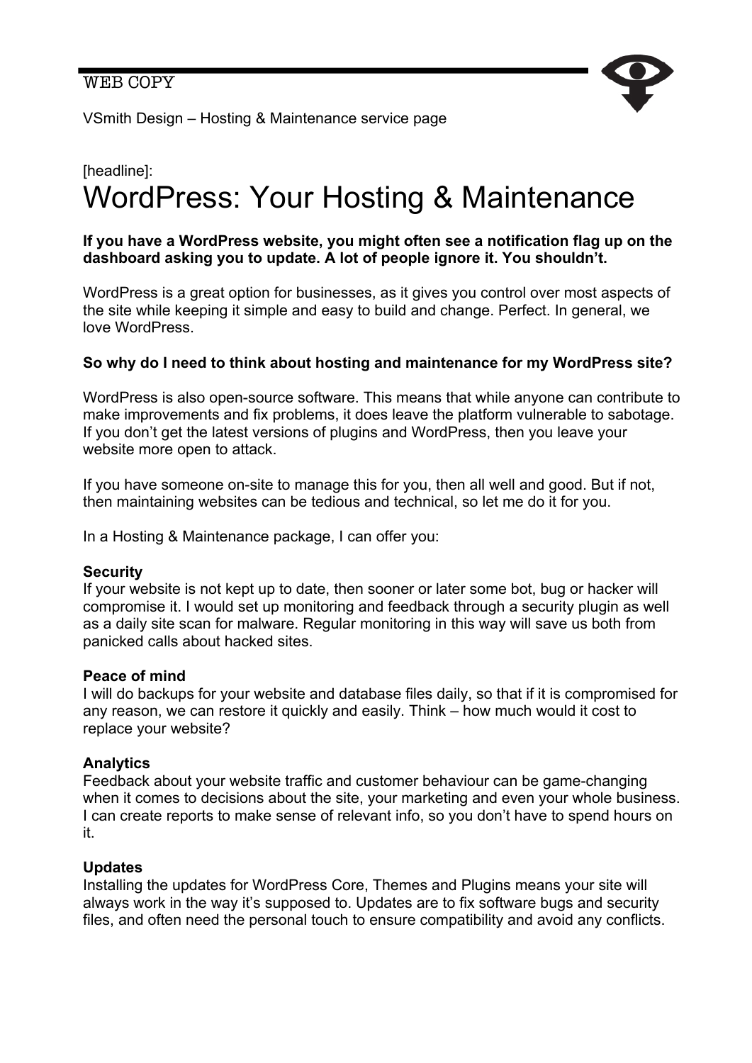WEB COPY

VSmith Design – Hosting & Maintenance service page

[headline]:

# WordPress: Your Hosting & Maintenance

**If you have a WordPress website, you might often see a notification flag up on the dashboard asking you to update. A lot of people ignore it. You shouldn't.**

WordPress is a great option for businesses, as it gives you control over most aspects of the site while keeping it simple and easy to build and change. Perfect. In general, we love WordPress.

**So why do I need to think about hosting and maintenance for my WordPress site?**

WordPress is also open-source software. This means that while anyone can contribute to make improvements and fix problems, it does leave the platform vulnerable to sabotage. If you don't get the latest versions of plugins and WordPress, then you leave your website more open to attack.

If you have someone on-site to manage this for you, then all well and good. But if not, then maintaining websites can be tedious and technical, so let me do it for you.

In a Hosting & Maintenance package, I can offer you:

**Security**
If your website is not kept up to date, then sooner or later some bot, bug or hacker will compromise it. I would set up monitoring and feedback through a security plugin as well as a daily site scan for malware. Regular monitoring in this way will save us both from panicked calls about hacked sites.

**Peace of mind**
I will do backups for your website and database files daily, so that if it is compromised for any reason, we can restore it quickly and easily. Think – how much would it cost to replace your website?

**Analytics**
Feedback about your website traffic and customer behaviour can be game-changing when it comes to decisions about the site, your marketing and even your whole business. I can create reports to make sense of relevant info, so you don't have to spend hours on it.

**Updates**
Installing the updates for WordPress Core, Themes and Plugins means your site will always work in the way it's supposed to. Updates are to fix software bugs and security files, and often need the personal touch to ensure compatibility and avoid any conflicts.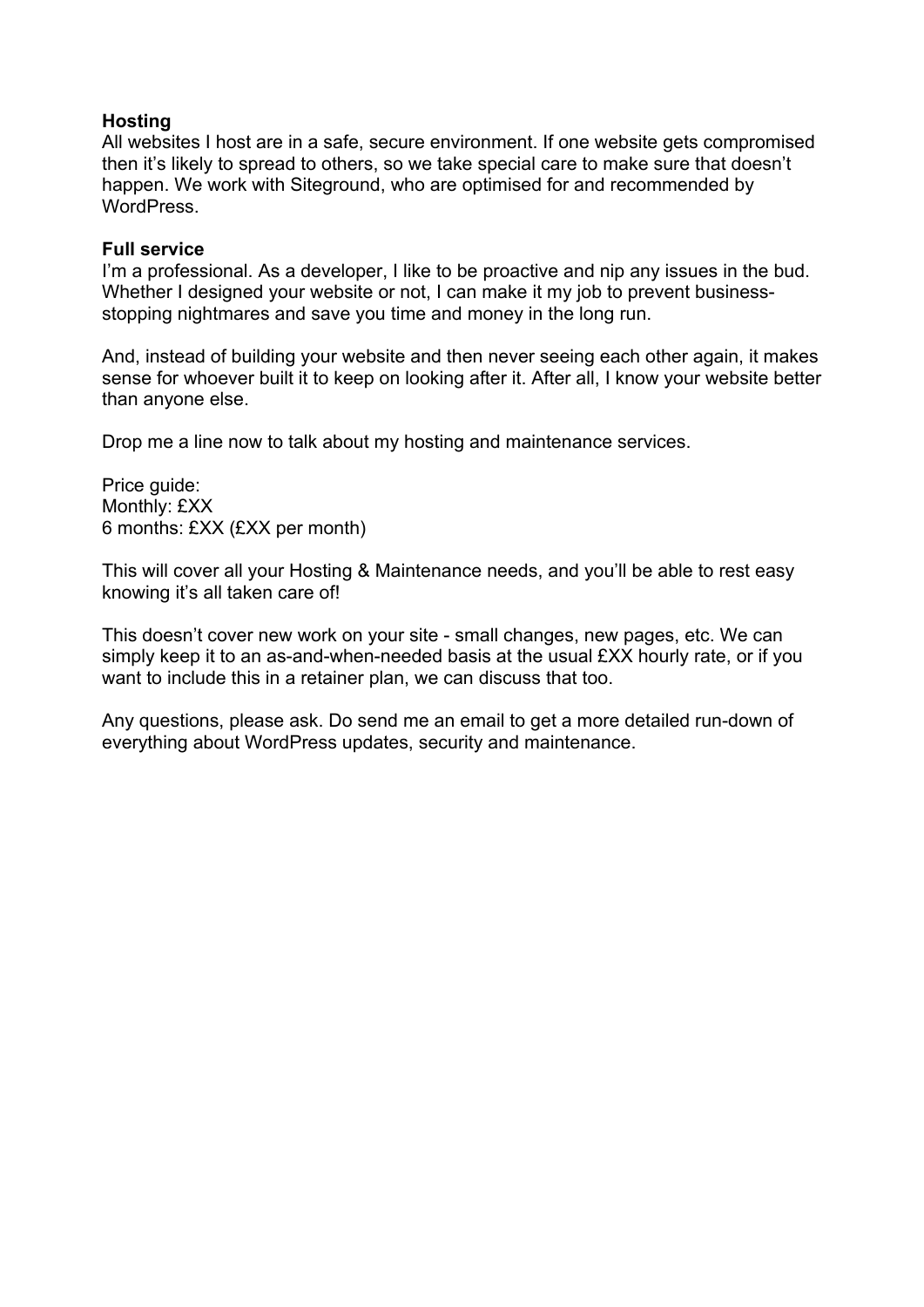**Hosting**
All websites I host are in a safe, secure environment. If one website gets compromised then it's likely to spread to others, so we take special care to make sure that doesn't happen. We work with Siteground, who are optimised for and recommended by WordPress.

**Full service**
I'm a professional. As a developer, I like to be proactive and nip any issues in the bud. Whether I designed your website or not, I can make it my job to prevent business-stopping nightmares and save you time and money in the long run.

And, instead of building your website and then never seeing each other again, it makes sense for whoever built it to keep on looking after it. After all, I know your website better than anyone else.

Drop me a line now to talk about my hosting and maintenance services.

Price guide:
Monthly: £XX
6 months: £XX (£XX per month)

This will cover all your Hosting & Maintenance needs, and you'll be able to rest easy knowing it's all taken care of!

This doesn't cover new work on your site - small changes, new pages, etc. We can simply keep it to an as-and-when-needed basis at the usual £XX hourly rate, or if you want to include this in a retainer plan, we can discuss that too.

Any questions, please ask. Do send me an email to get a more detailed run-down of everything about WordPress updates, security and maintenance.